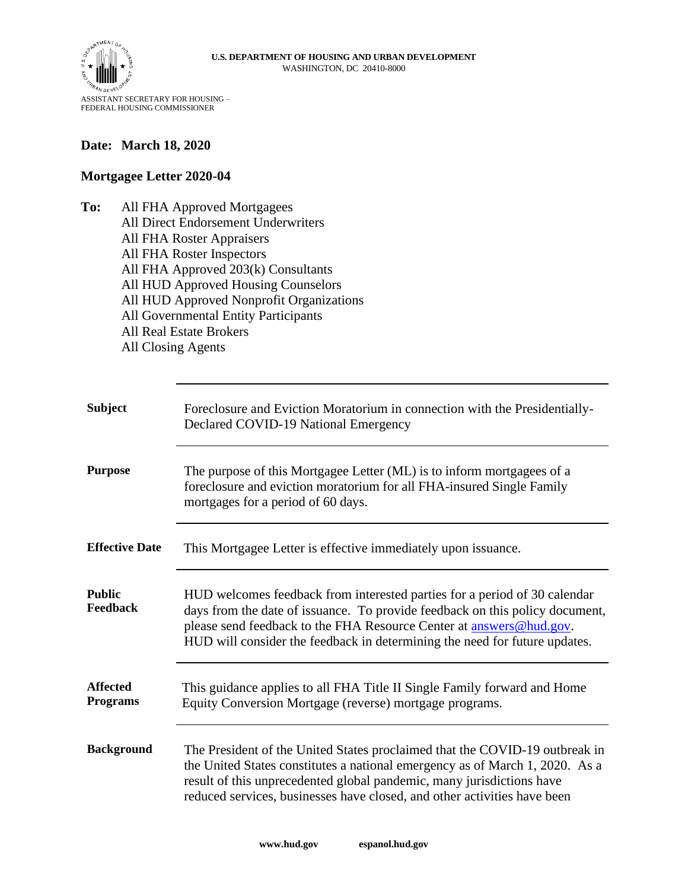**U.S. DEPARTMENT OF HOUSING AND URBAN DEVELOPMENT**
WASHINGTON, DC 20410-8000

ASSISTANT SECRETARY FOR HOUSING –
FEDERAL HOUSING COMMISSIONER

**Date: March 18, 2020**

**Mortgagee Letter 2020-04**

**To:** All FHA Approved Mortgagees
All Direct Endorsement Underwriters
All FHA Roster Appraisers
All FHA Roster Inspectors
All FHA Approved 203(k) Consultants
All HUD Approved Housing Counselors
All HUD Approved Nonprofit Organizations
All Governmental Entity Participants
All Real Estate Brokers
All Closing Agents

| | |
|---|---|
| **Subject** | Foreclosure and Eviction Moratorium in connection with the Presidentially-Declared COVID-19 National Emergency |
| **Purpose** | The purpose of this Mortgagee Letter (ML) is to inform mortgagees of a foreclosure and eviction moratorium for all FHA-insured Single Family mortgages for a period of 60 days. |
| **Effective Date** | This Mortgagee Letter is effective immediately upon issuance. |
| **Public Feedback** | HUD welcomes feedback from interested parties for a period of 30 calendar days from the date of issuance. To provide feedback on this policy document, please send feedback to the FHA Resource Center at answers@hud.gov. HUD will consider the feedback in determining the need for future updates. |
| **Affected Programs** | This guidance applies to all FHA Title II Single Family forward and Home Equity Conversion Mortgage (reverse) mortgage programs. |
| **Background** | The President of the United States proclaimed that the COVID-19 outbreak in the United States constitutes a national emergency as of March 1, 2020. As a result of this unprecedented global pandemic, many jurisdictions have reduced services, businesses have closed, and other activities have been |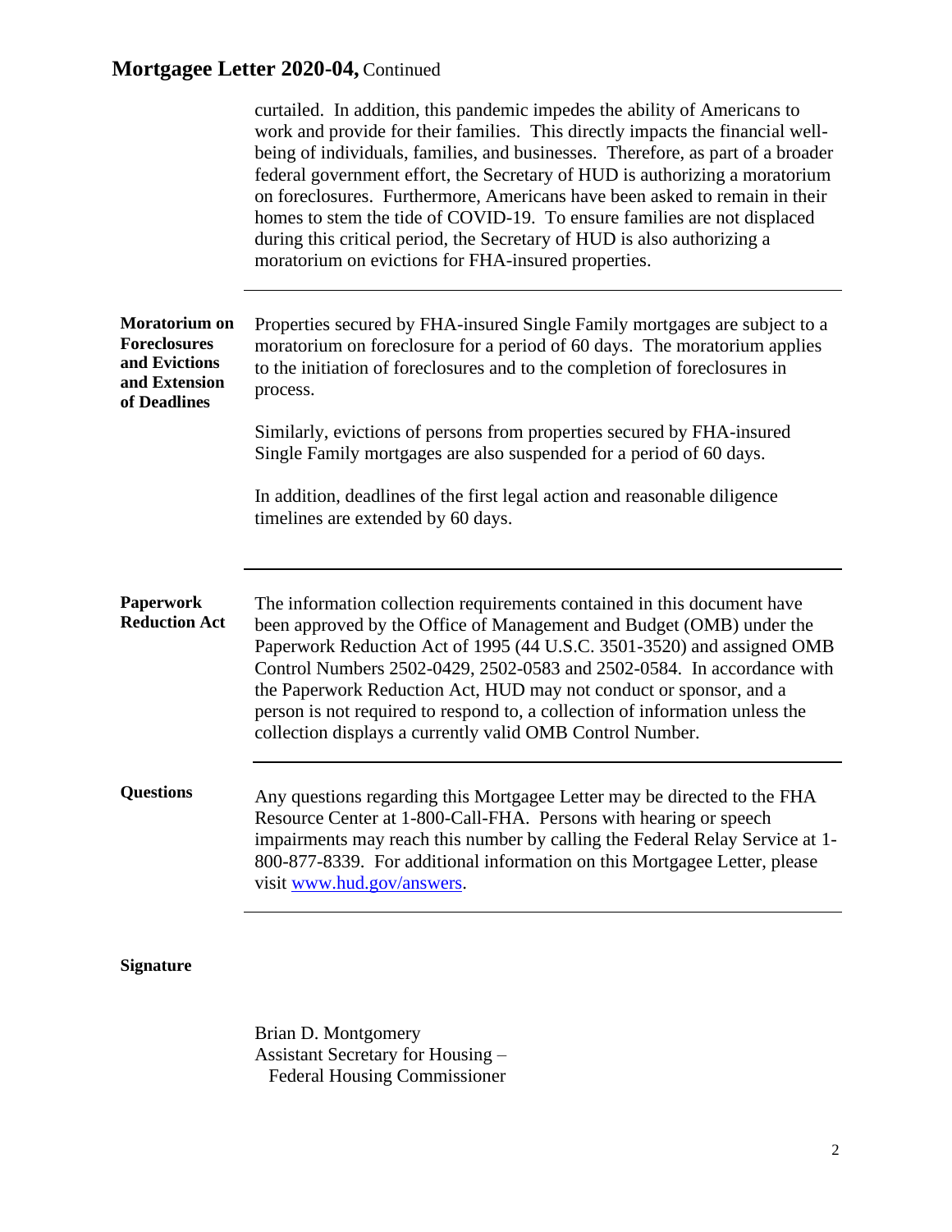curtailed. In addition, this pandemic impedes the ability of Americans to work and provide for their families. This directly impacts the financial well-being of individuals, families, and businesses. Therefore, as part of a broader federal government effort, the Secretary of HUD is authorizing a moratorium on foreclosures. Furthermore, Americans have been asked to remain in their homes to stem the tide of COVID-19. To ensure families are not displaced during this critical period, the Secretary of HUD is also authorizing a moratorium on evictions for FHA-insured properties.

## Moratorium on Foreclosures and Evictions and Extension of Deadlines

Properties secured by FHA-insured Single Family mortgages are subject to a moratorium on foreclosure for a period of 60 days. The moratorium applies to the initiation of foreclosures and to the completion of foreclosures in process.

Similarly, evictions of persons from properties secured by FHA-insured Single Family mortgages are also suspended for a period of 60 days.

In addition, deadlines of the first legal action and reasonable diligence timelines are extended by 60 days.

## Paperwork Reduction Act

The information collection requirements contained in this document have been approved by the Office of Management and Budget (OMB) under the Paperwork Reduction Act of 1995 (44 U.S.C. 3501-3520) and assigned OMB Control Numbers 2502-0429, 2502-0583 and 2502-0584. In accordance with the Paperwork Reduction Act, HUD may not conduct or sponsor, and a person is not required to respond to, a collection of information unless the collection displays a currently valid OMB Control Number.

## Questions

Any questions regarding this Mortgagee Letter may be directed to the FHA Resource Center at 1-800-Call-FHA. Persons with hearing or speech impairments may reach this number by calling the Federal Relay Service at 1-800-877-8339. For additional information on this Mortgagee Letter, please visit [www.hud.gov/answers](http://www.hud.gov/answers).

## Signature

Brian D. Montgomery  
Assistant Secretary for Housing –  
Federal Housing Commissioner